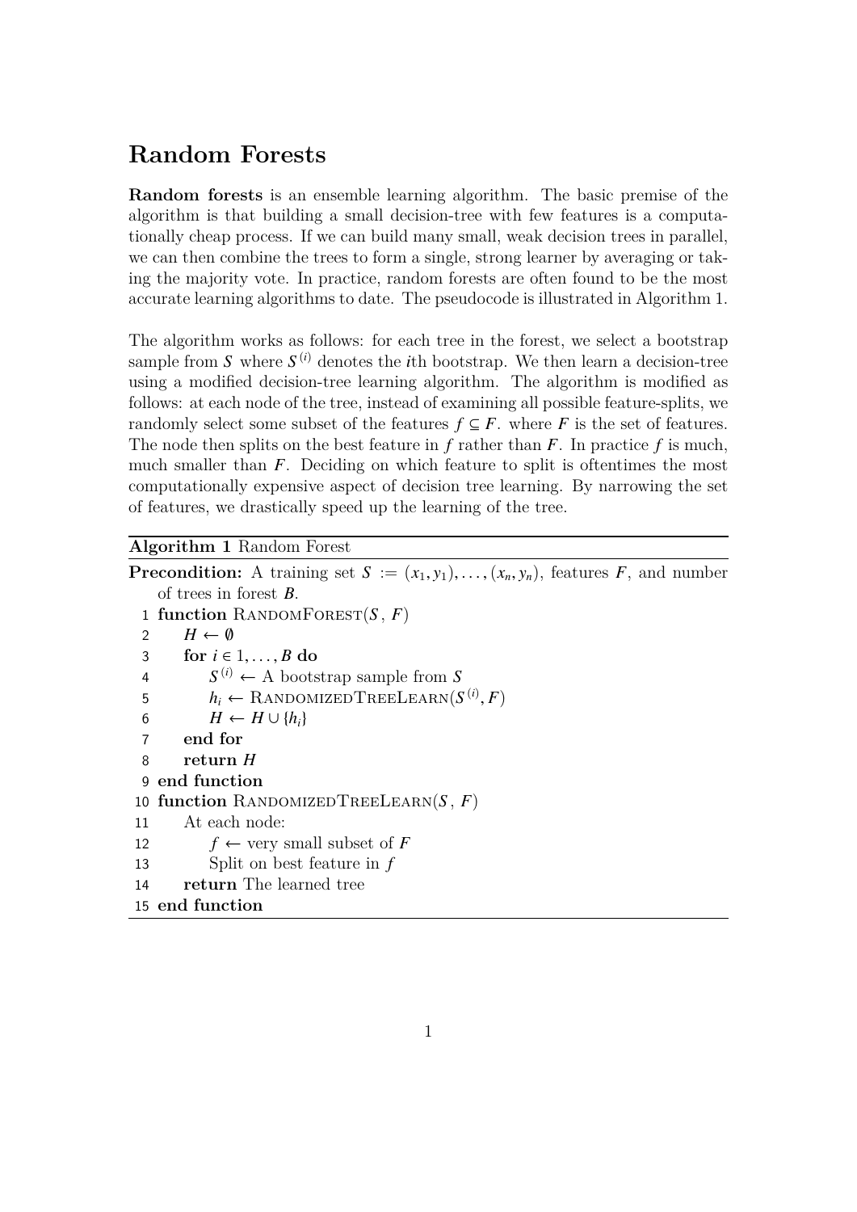# Random Forests

**Random forests** is an ensemble learning algorithm. The basic premise of the algorithm is that building a small decision-tree with few features is a computationally cheap process. If we can build many small, weak decision trees in parallel, we can then combine the trees to form a single, strong learner by averaging or taking the majority vote. In practice, random forests are often found to be the most accurate learning algorithms to date. The pseudocode is illustrated in Algorithm 1.

The algorithm works as follows: for each tree in the forest, we select a bootstrap sample from $S$ where $S^{(i)}$ denotes the $i$th bootstrap. We then learn a decision-tree using a modified decision-tree learning algorithm. The algorithm is modified as follows: at each node of the tree, instead of examining all possible feature-splits, we randomly select some subset of the features $f \subseteq F$. where $F$ is the set of features. The node then splits on the best feature in $f$ rather than $F$. In practice $f$ is much, much smaller than $F$. Deciding on which feature to split is oftentimes the most computationally expensive aspect of decision tree learning. By narrowing the set of features, we drastically speed up the learning of the tree.

**Algorithm 1** Random Forest

**Precondition:** A training set $S := (x_1, y_1), \ldots, (x_n, y_n)$, features $F$, and number of trees in forest $B$.

```
 1 function RandomForest(S, F)
 2     H ← ∅
 3     for i ∈ 1, ..., B do
 4         S^(i) ← A bootstrap sample from S
 5         h_i ← RandomizedTreeLearn(S^(i), F)
 6         H ← H ∪ {h_i}
 7     end for
 8     return H
 9 end function
10 function RandomizedTreeLearn(S, F)
11     At each node:
12         f ← very small subset of F
13         Split on best feature in f
14     return The learned tree
15 end function
```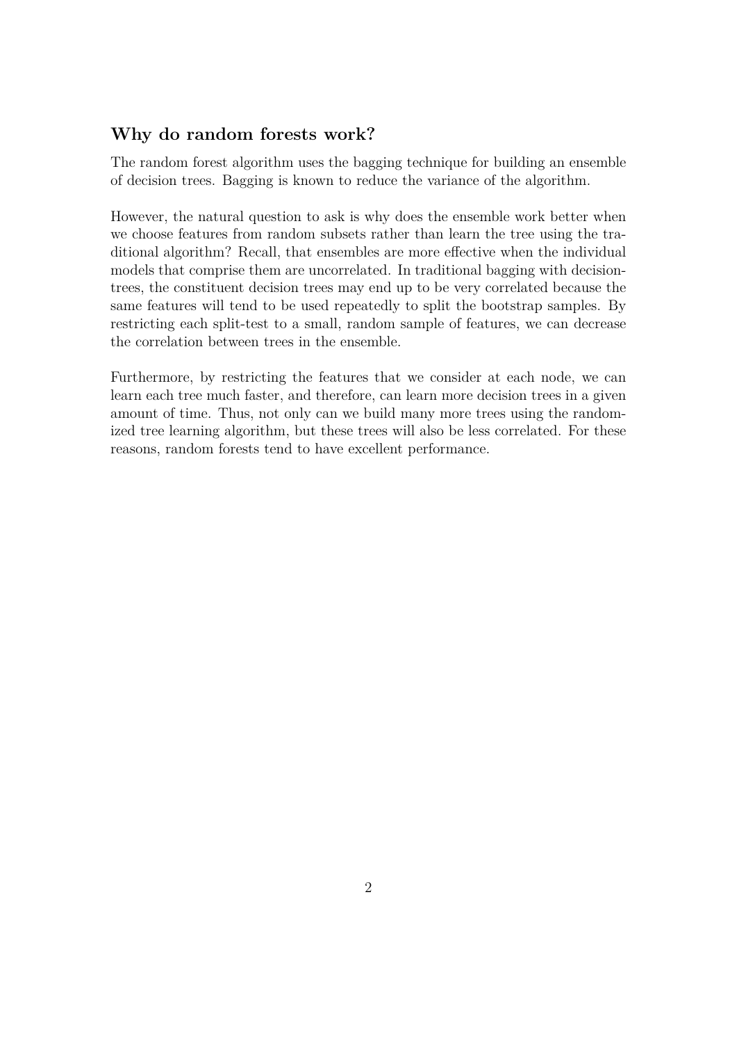## Why do random forests work?

The random forest algorithm uses the bagging technique for building an ensemble of decision trees. Bagging is known to reduce the variance of the algorithm.

However, the natural question to ask is why does the ensemble work better when we choose features from random subsets rather than learn the tree using the traditional algorithm? Recall, that ensembles are more effective when the individual models that comprise them are uncorrelated. In traditional bagging with decision-trees, the constituent decision trees may end up to be very correlated because the same features will tend to be used repeatedly to split the bootstrap samples. By restricting each split-test to a small, random sample of features, we can decrease the correlation between trees in the ensemble.

Furthermore, by restricting the features that we consider at each node, we can learn each tree much faster, and therefore, can learn more decision trees in a given amount of time. Thus, not only can we build many more trees using the randomized tree learning algorithm, but these trees will also be less correlated. For these reasons, random forests tend to have excellent performance.